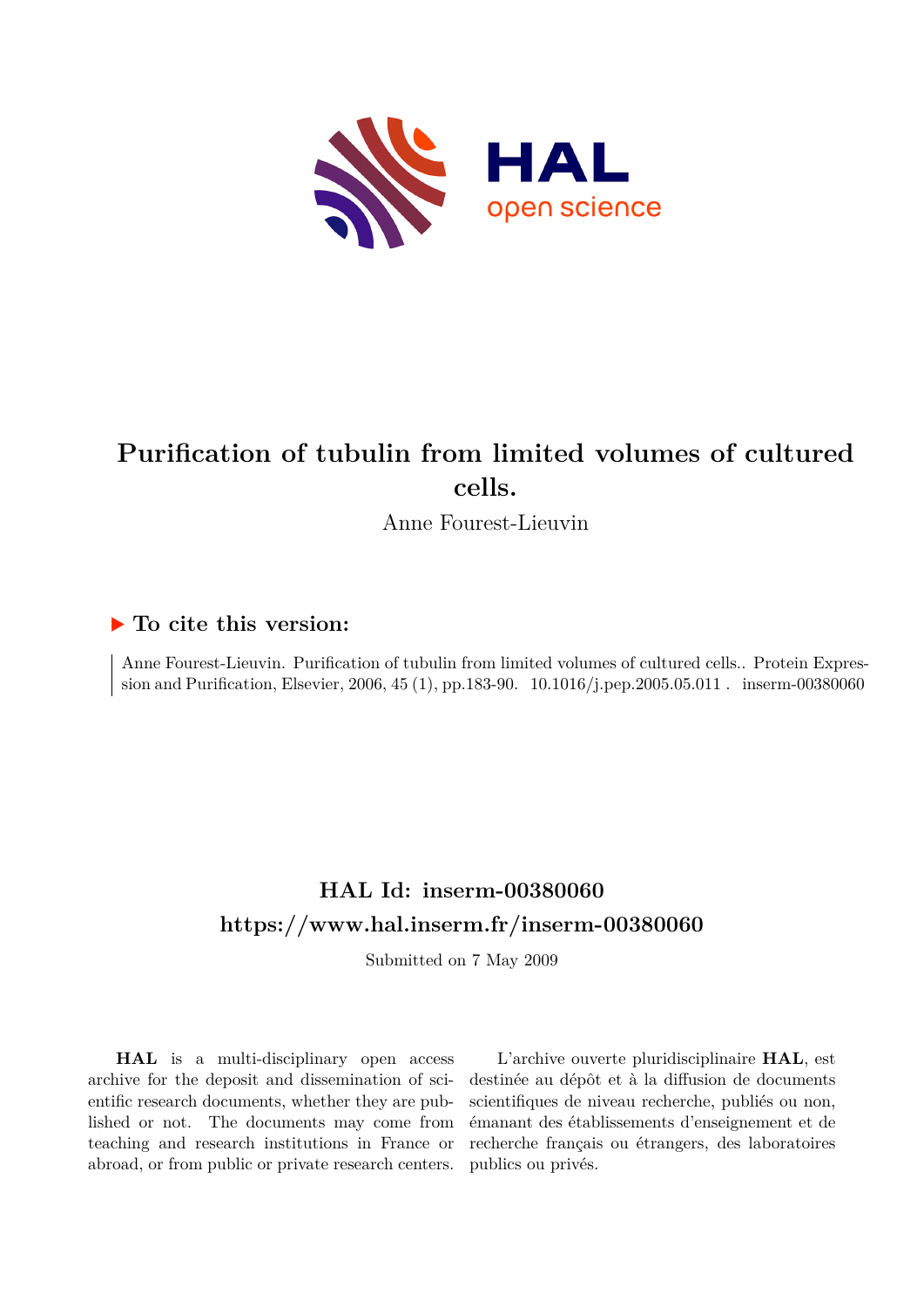# Purification of tubulin from limited volumes of cultured cells.

Anne Fourest-Lieuvin

## ▶ To cite this version:

Anne Fourest-Lieuvin. Purification of tubulin from limited volumes of cultured cells.. Protein Expression and Purification, Elsevier, 2006, 45 (1), pp.183-90. 10.1016/j.pep.2005.05.011 . inserm-00380060

## HAL Id: inserm-00380060

## https://www.hal.inserm.fr/inserm-00380060

Submitted on 7 May 2009

**HAL** is a multi-disciplinary open access archive for the deposit and dissemination of scientific research documents, whether they are published or not. The documents may come from teaching and research institutions in France or abroad, or from public or private research centers.

L'archive ouverte pluridisciplinaire **HAL**, est destinée au dépôt et à la diffusion de documents scientifiques de niveau recherche, publiés ou non, émanant des établissements d'enseignement et de recherche français ou étrangers, des laboratoires publics ou privés.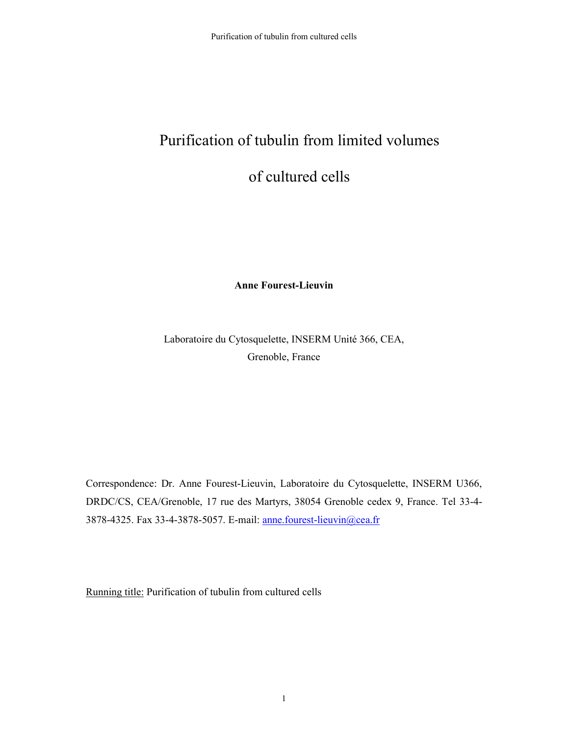# Purification of tubulin from limited volumes of cultured cells

**Anne Fourest-Lieuvin**

Laboratoire du Cytosquelette, INSERM Unité 366, CEA, Grenoble, France

Correspondence: Dr. Anne Fourest-Lieuvin, Laboratoire du Cytosquelette, INSERM U366, DRDC/CS, CEA/Grenoble, 17 rue des Martyrs, 38054 Grenoble cedex 9, France. Tel 33-4-3878-4325. Fax 33-4-3878-5057. E-mail: anne.fourest-lieuvin@cea.fr

Running title: Purification of tubulin from cultured cells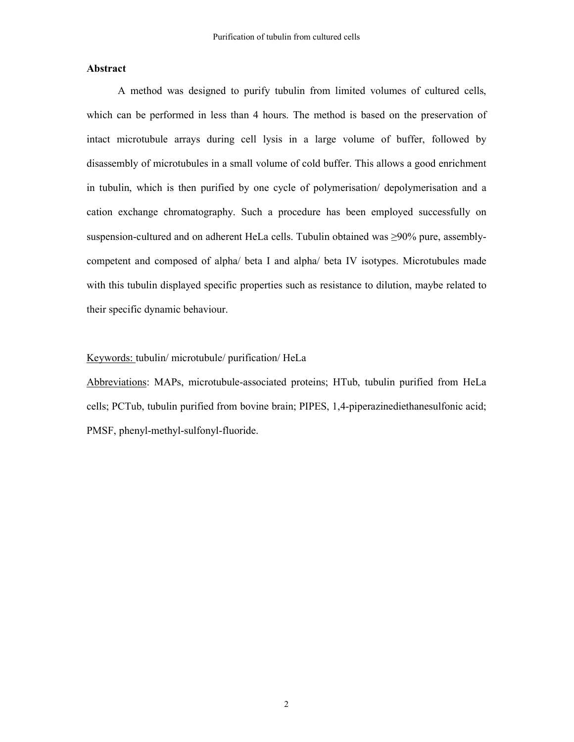## Abstract

A method was designed to purify tubulin from limited volumes of cultured cells, which can be performed in less than 4 hours. The method is based on the preservation of intact microtubule arrays during cell lysis in a large volume of buffer, followed by disassembly of microtubules in a small volume of cold buffer. This allows a good enrichment in tubulin, which is then purified by one cycle of polymerisation/ depolymerisation and a cation exchange chromatography. Such a procedure has been employed successfully on suspension-cultured and on adherent HeLa cells. Tubulin obtained was ≥90% pure, assembly-competent and composed of alpha/ beta I and alpha/ beta IV isotypes. Microtubules made with this tubulin displayed specific properties such as resistance to dilution, maybe related to their specific dynamic behaviour.

<u>Keywords:</u> tubulin/ microtubule/ purification/ HeLa

<u>Abbreviations</u>: MAPs, microtubule-associated proteins; HTub, tubulin purified from HeLa cells; PCTub, tubulin purified from bovine brain; PIPES, 1,4-piperazinediethanesulfonic acid; PMSF, phenyl-methyl-sulfonyl-fluoride.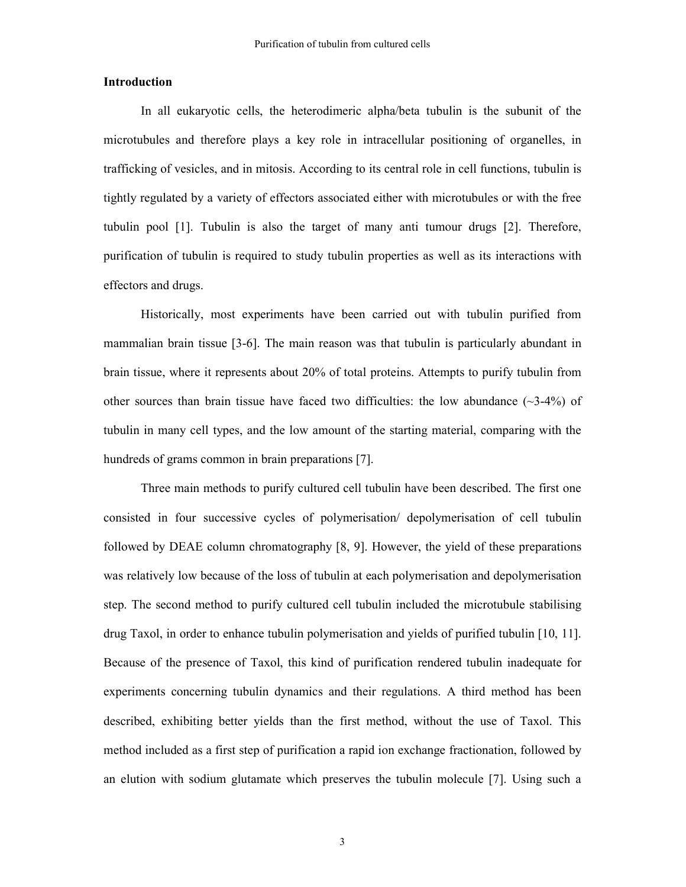## Introduction

In all eukaryotic cells, the heterodimeric alpha/beta tubulin is the subunit of the microtubules and therefore plays a key role in intracellular positioning of organelles, in trafficking of vesicles, and in mitosis. According to its central role in cell functions, tubulin is tightly regulated by a variety of effectors associated either with microtubules or with the free tubulin pool [1]. Tubulin is also the target of many anti tumour drugs [2]. Therefore, purification of tubulin is required to study tubulin properties as well as its interactions with effectors and drugs.

Historically, most experiments have been carried out with tubulin purified from mammalian brain tissue [3-6]. The main reason was that tubulin is particularly abundant in brain tissue, where it represents about 20% of total proteins. Attempts to purify tubulin from other sources than brain tissue have faced two difficulties: the low abundance (~3-4%) of tubulin in many cell types, and the low amount of the starting material, comparing with the hundreds of grams common in brain preparations [7].

Three main methods to purify cultured cell tubulin have been described. The first one consisted in four successive cycles of polymerisation/ depolymerisation of cell tubulin followed by DEAE column chromatography [8, 9]. However, the yield of these preparations was relatively low because of the loss of tubulin at each polymerisation and depolymerisation step. The second method to purify cultured cell tubulin included the microtubule stabilising drug Taxol, in order to enhance tubulin polymerisation and yields of purified tubulin [10, 11]. Because of the presence of Taxol, this kind of purification rendered tubulin inadequate for experiments concerning tubulin dynamics and their regulations. A third method has been described, exhibiting better yields than the first method, without the use of Taxol. This method included as a first step of purification a rapid ion exchange fractionation, followed by an elution with sodium glutamate which preserves the tubulin molecule [7]. Using such a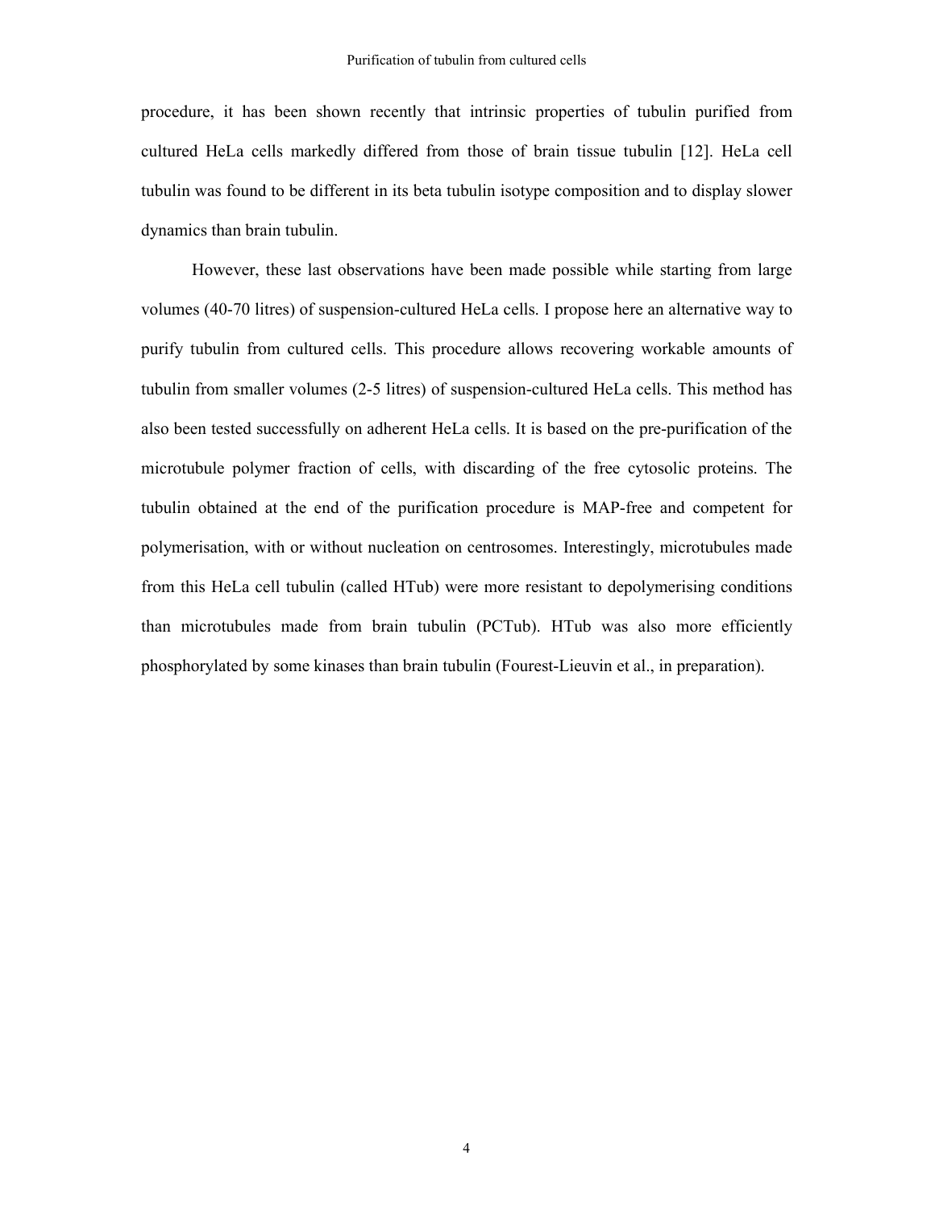procedure, it has been shown recently that intrinsic properties of tubulin purified from cultured HeLa cells markedly differed from those of brain tissue tubulin [12]. HeLa cell tubulin was found to be different in its beta tubulin isotype composition and to display slower dynamics than brain tubulin.

However, these last observations have been made possible while starting from large volumes (40-70 litres) of suspension-cultured HeLa cells. I propose here an alternative way to purify tubulin from cultured cells. This procedure allows recovering workable amounts of tubulin from smaller volumes (2-5 litres) of suspension-cultured HeLa cells. This method has also been tested successfully on adherent HeLa cells. It is based on the pre-purification of the microtubule polymer fraction of cells, with discarding of the free cytosolic proteins. The tubulin obtained at the end of the purification procedure is MAP-free and competent for polymerisation, with or without nucleation on centrosomes. Interestingly, microtubules made from this HeLa cell tubulin (called HTub) were more resistant to depolymerising conditions than microtubules made from brain tubulin (PCTub). HTub was also more efficiently phosphorylated by some kinases than brain tubulin (Fourest-Lieuvin et al., in preparation).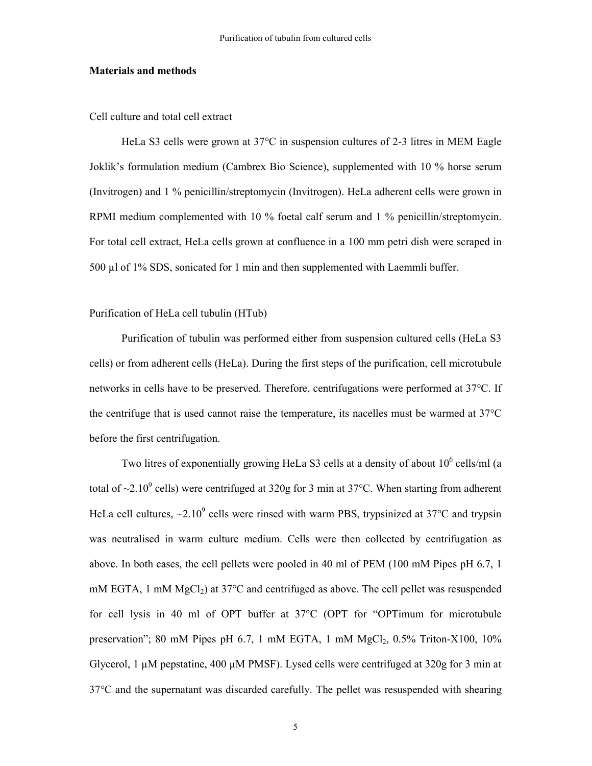## Materials and methods

Cell culture and total cell extract

HeLa S3 cells were grown at 37°C in suspension cultures of 2-3 litres in MEM Eagle Joklik's formulation medium (Cambrex Bio Science), supplemented with 10 % horse serum (Invitrogen) and 1 % penicillin/streptomycin (Invitrogen). HeLa adherent cells were grown in RPMI medium complemented with 10 % foetal calf serum and 1 % penicillin/streptomycin. For total cell extract, HeLa cells grown at confluence in a 100 mm petri dish were scraped in 500 µl of 1% SDS, sonicated for 1 min and then supplemented with Laemmli buffer.

Purification of HeLa cell tubulin (HTub)

Purification of tubulin was performed either from suspension cultured cells (HeLa S3 cells) or from adherent cells (HeLa). During the first steps of the purification, cell microtubule networks in cells have to be preserved. Therefore, centrifugations were performed at 37°C. If the centrifuge that is used cannot raise the temperature, its nacelles must be warmed at 37°C before the first centrifugation.

Two litres of exponentially growing HeLa S3 cells at a density of about $10^6$ cells/ml (a total of ~$2.10^9$ cells) were centrifuged at 320g for 3 min at 37°C. When starting from adherent HeLa cell cultures, ~$2.10^9$ cells were rinsed with warm PBS, trypsinized at 37°C and trypsin was neutralised in warm culture medium. Cells were then collected by centrifugation as above. In both cases, the cell pellets were pooled in 40 ml of PEM (100 mM Pipes pH 6.7, 1 mM EGTA, 1 mM $MgCl_2$) at 37°C and centrifuged as above. The cell pellet was resuspended for cell lysis in 40 ml of OPT buffer at 37°C (OPT for "OPTimum for microtubule preservation"; 80 mM Pipes pH 6.7, 1 mM EGTA, 1 mM $MgCl_2$, 0.5% Triton-X100, 10% Glycerol, 1 µM pepstatine, 400 µM PMSF). Lysed cells were centrifuged at 320g for 3 min at 37°C and the supernatant was discarded carefully. The pellet was resuspended with shearing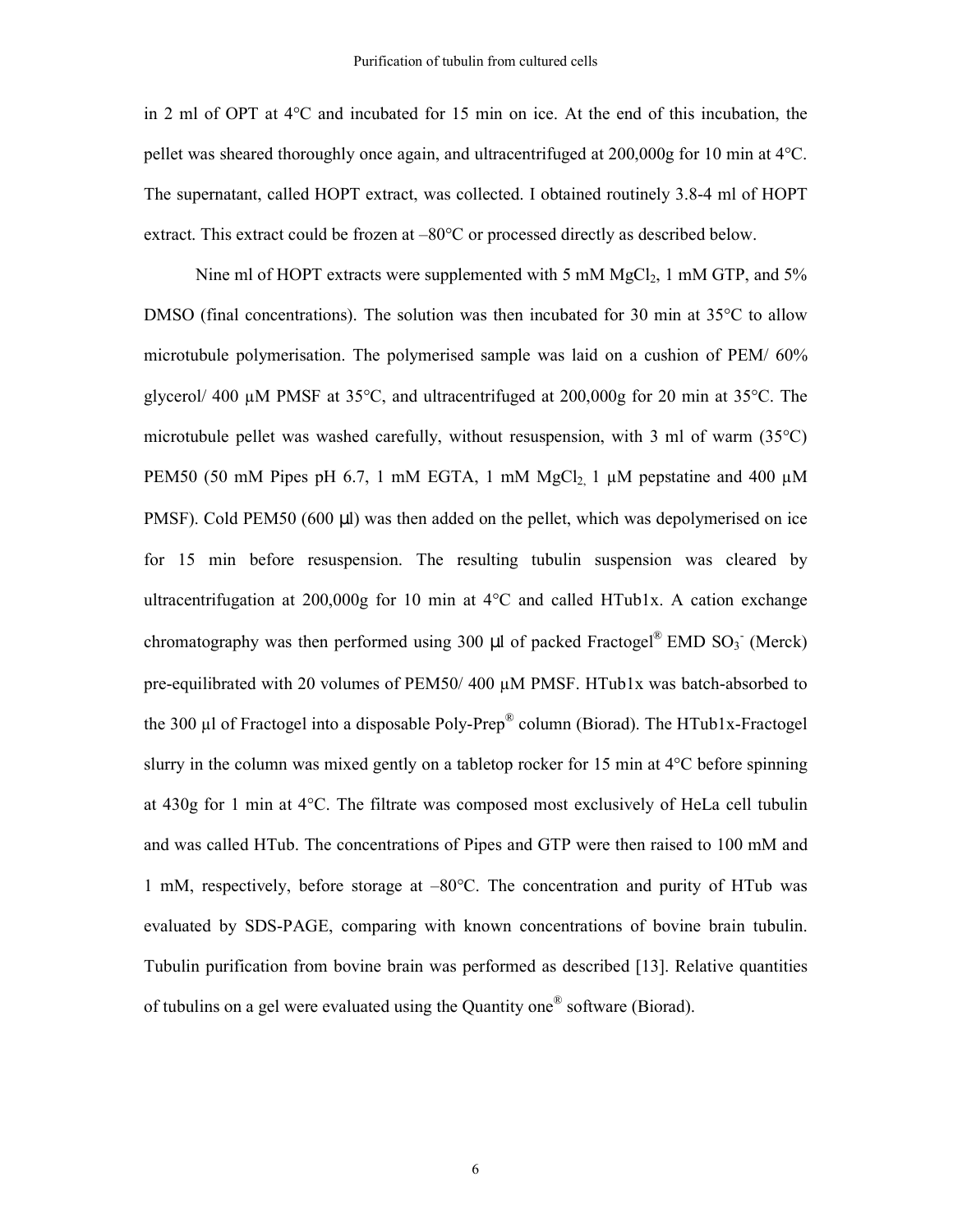in 2 ml of OPT at 4°C and incubated for 15 min on ice. At the end of this incubation, the pellet was sheared thoroughly once again, and ultracentrifuged at 200,000g for 10 min at 4°C. The supernatant, called HOPT extract, was collected. I obtained routinely 3.8-4 ml of HOPT extract. This extract could be frozen at –80°C or processed directly as described below.

Nine ml of HOPT extracts were supplemented with 5 mM $MgCl_2$, 1 mM GTP, and 5% DMSO (final concentrations). The solution was then incubated for 30 min at 35°C to allow microtubule polymerisation. The polymerised sample was laid on a cushion of PEM/ 60% glycerol/ 400 μM PMSF at 35°C, and ultracentrifuged at 200,000g for 20 min at 35°C. The microtubule pellet was washed carefully, without resuspension, with 3 ml of warm (35°C) PEM50 (50 mM Pipes pH 6.7, 1 mM EGTA, 1 mM $MgCl_2$, 1 μM pepstatine and 400 μM PMSF). Cold PEM50 (600 μl) was then added on the pellet, which was depolymerised on ice for 15 min before resuspension. The resulting tubulin suspension was cleared by ultracentrifugation at 200,000g for 10 min at 4°C and called HTub1x. A cation exchange chromatography was then performed using 300 μl of packed Fractogel® EMD $SO_3^-$ (Merck) pre-equilibrated with 20 volumes of PEM50/ 400 μM PMSF. HTub1x was batch-absorbed to the 300 μl of Fractogel into a disposable Poly-Prep® column (Biorad). The HTub1x-Fractogel slurry in the column was mixed gently on a tabletop rocker for 15 min at 4°C before spinning at 430g for 1 min at 4°C. The filtrate was composed most exclusively of HeLa cell tubulin and was called HTub. The concentrations of Pipes and GTP were then raised to 100 mM and 1 mM, respectively, before storage at –80°C. The concentration and purity of HTub was evaluated by SDS-PAGE, comparing with known concentrations of bovine brain tubulin. Tubulin purification from bovine brain was performed as described [13]. Relative quantities of tubulins on a gel were evaluated using the Quantity one® software (Biorad).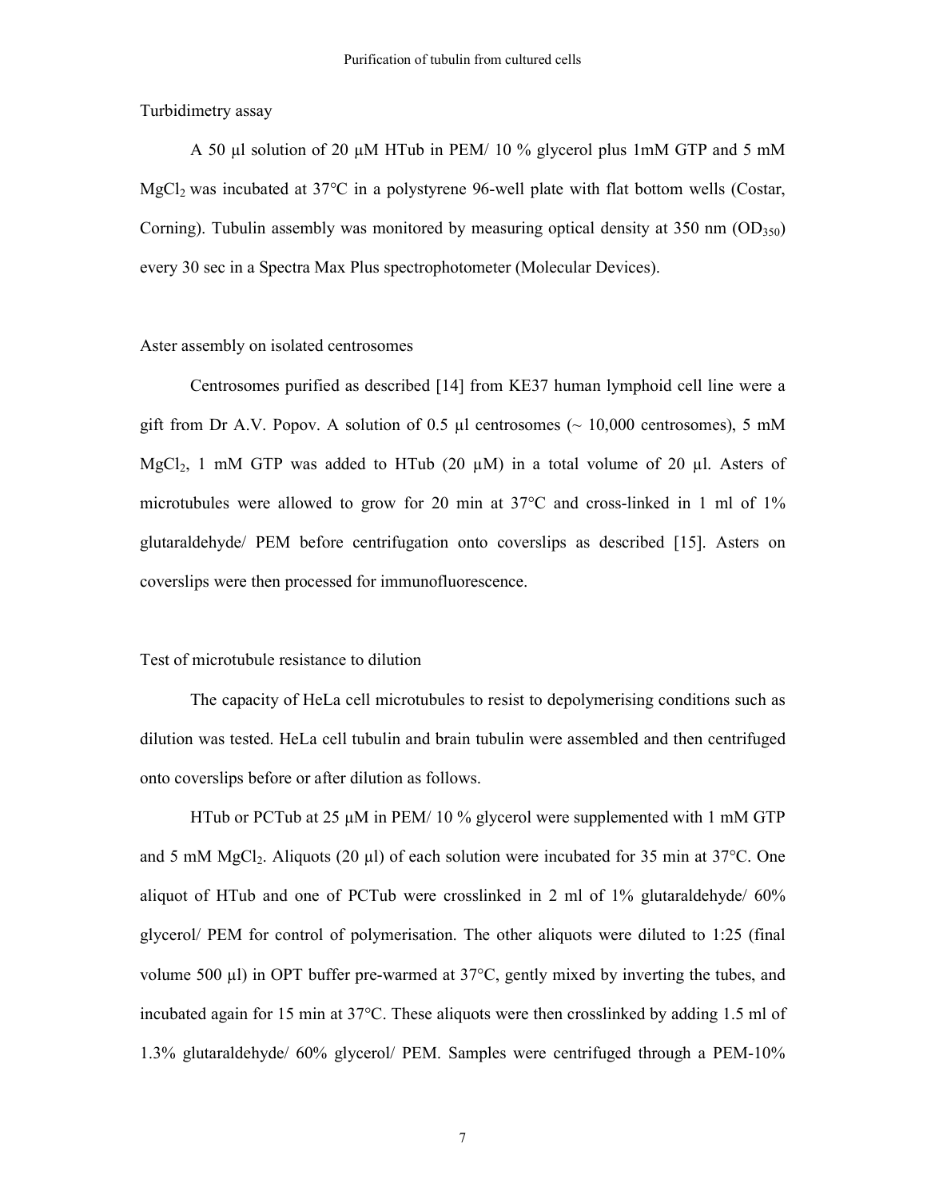Turbidimetry assay

A 50 µl solution of 20 µM HTub in PEM/ 10 % glycerol plus 1mM GTP and 5 mM $MgCl_2$ was incubated at 37°C in a polystyrene 96-well plate with flat bottom wells (Costar, Corning). Tubulin assembly was monitored by measuring optical density at 350 nm ($OD_{350}$) every 30 sec in a Spectra Max Plus spectrophotometer (Molecular Devices).

Aster assembly on isolated centrosomes

Centrosomes purified as described [14] from KE37 human lymphoid cell line were a gift from Dr A.V. Popov. A solution of 0.5 µl centrosomes (~ 10,000 centrosomes), 5 mM $MgCl_2$, 1 mM GTP was added to HTub (20 µM) in a total volume of 20 µl. Asters of microtubules were allowed to grow for 20 min at 37°C and cross-linked in 1 ml of 1% glutaraldehyde/ PEM before centrifugation onto coverslips as described [15]. Asters on coverslips were then processed for immunofluorescence.

Test of microtubule resistance to dilution

The capacity of HeLa cell microtubules to resist to depolymerising conditions such as dilution was tested. HeLa cell tubulin and brain tubulin were assembled and then centrifuged onto coverslips before or after dilution as follows.

HTub or PCTub at 25 µM in PEM/ 10 % glycerol were supplemented with 1 mM GTP and 5 mM $MgCl_2$. Aliquots (20 µl) of each solution were incubated for 35 min at 37°C. One aliquot of HTub and one of PCTub were crosslinked in 2 ml of 1% glutaraldehyde/ 60% glycerol/ PEM for control of polymerisation. The other aliquots were diluted to 1:25 (final volume 500 µl) in OPT buffer pre-warmed at 37°C, gently mixed by inverting the tubes, and incubated again for 15 min at 37°C. These aliquots were then crosslinked by adding 1.5 ml of 1.3% glutaraldehyde/ 60% glycerol/ PEM. Samples were centrifuged through a PEM-10%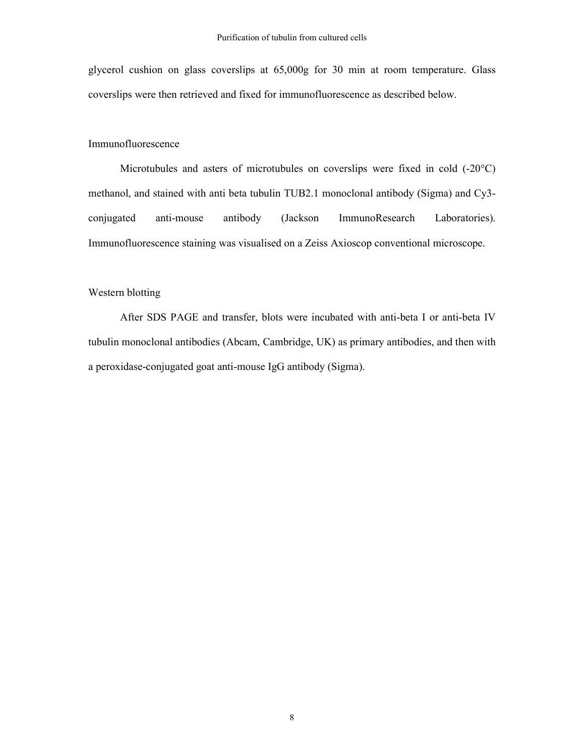glycerol cushion on glass coverslips at 65,000g for 30 min at room temperature. Glass coverslips were then retrieved and fixed for immunofluorescence as described below.

### Immunofluorescence

Microtubules and asters of microtubules on coverslips were fixed in cold (-20°C) methanol, and stained with anti beta tubulin TUB2.1 monoclonal antibody (Sigma) and Cy3-conjugated anti-mouse antibody (Jackson ImmunoResearch Laboratories). Immunofluorescence staining was visualised on a Zeiss Axioscop conventional microscope.

### Western blotting

After SDS PAGE and transfer, blots were incubated with anti-beta I or anti-beta IV tubulin monoclonal antibodies (Abcam, Cambridge, UK) as primary antibodies, and then with a peroxidase-conjugated goat anti-mouse IgG antibody (Sigma).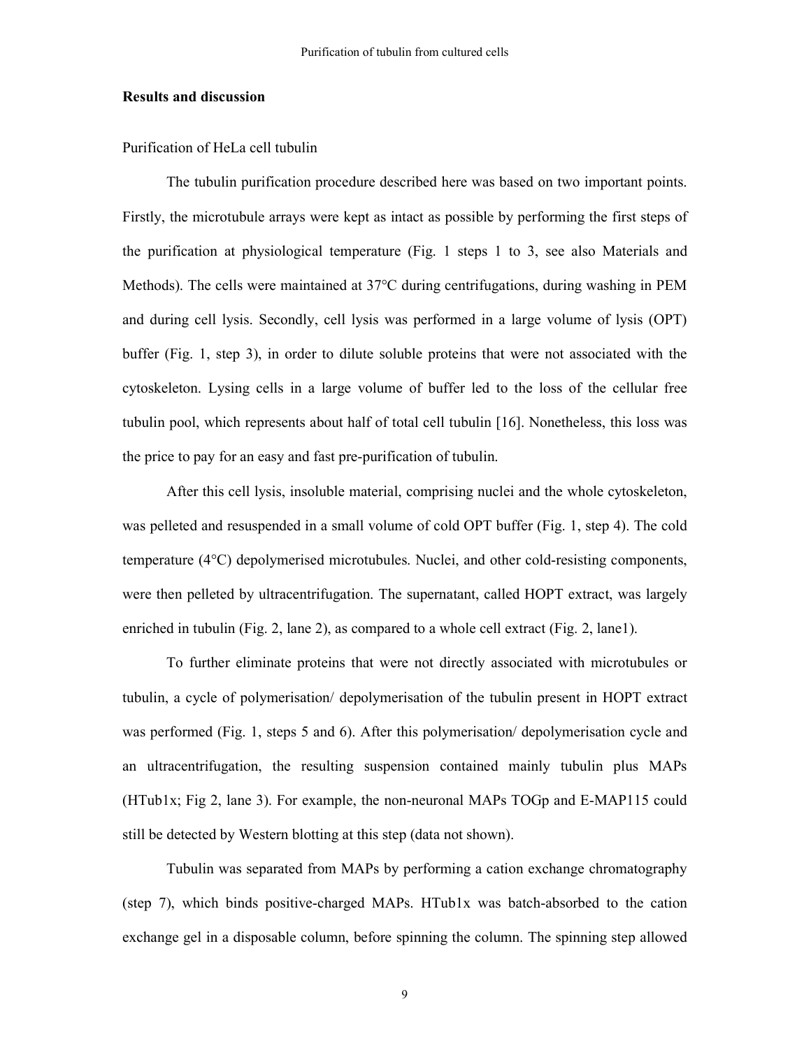## Results and discussion

Purification of HeLa cell tubulin

The tubulin purification procedure described here was based on two important points. Firstly, the microtubule arrays were kept as intact as possible by performing the first steps of the purification at physiological temperature (Fig. 1 steps 1 to 3, see also Materials and Methods). The cells were maintained at 37°C during centrifugations, during washing in PEM and during cell lysis. Secondly, cell lysis was performed in a large volume of lysis (OPT) buffer (Fig. 1, step 3), in order to dilute soluble proteins that were not associated with the cytoskeleton. Lysing cells in a large volume of buffer led to the loss of the cellular free tubulin pool, which represents about half of total cell tubulin [16]. Nonetheless, this loss was the price to pay for an easy and fast pre-purification of tubulin.

After this cell lysis, insoluble material, comprising nuclei and the whole cytoskeleton, was pelleted and resuspended in a small volume of cold OPT buffer (Fig. 1, step 4). The cold temperature (4°C) depolymerised microtubules. Nuclei, and other cold-resisting components, were then pelleted by ultracentrifugation. The supernatant, called HOPT extract, was largely enriched in tubulin (Fig. 2, lane 2), as compared to a whole cell extract (Fig. 2, lane1).

To further eliminate proteins that were not directly associated with microtubules or tubulin, a cycle of polymerisation/ depolymerisation of the tubulin present in HOPT extract was performed (Fig. 1, steps 5 and 6). After this polymerisation/ depolymerisation cycle and an ultracentrifugation, the resulting suspension contained mainly tubulin plus MAPs (HTub1x; Fig 2, lane 3). For example, the non-neuronal MAPs TOGp and E-MAP115 could still be detected by Western blotting at this step (data not shown).

Tubulin was separated from MAPs by performing a cation exchange chromatography (step 7), which binds positive-charged MAPs. HTub1x was batch-absorbed to the cation exchange gel in a disposable column, before spinning the column. The spinning step allowed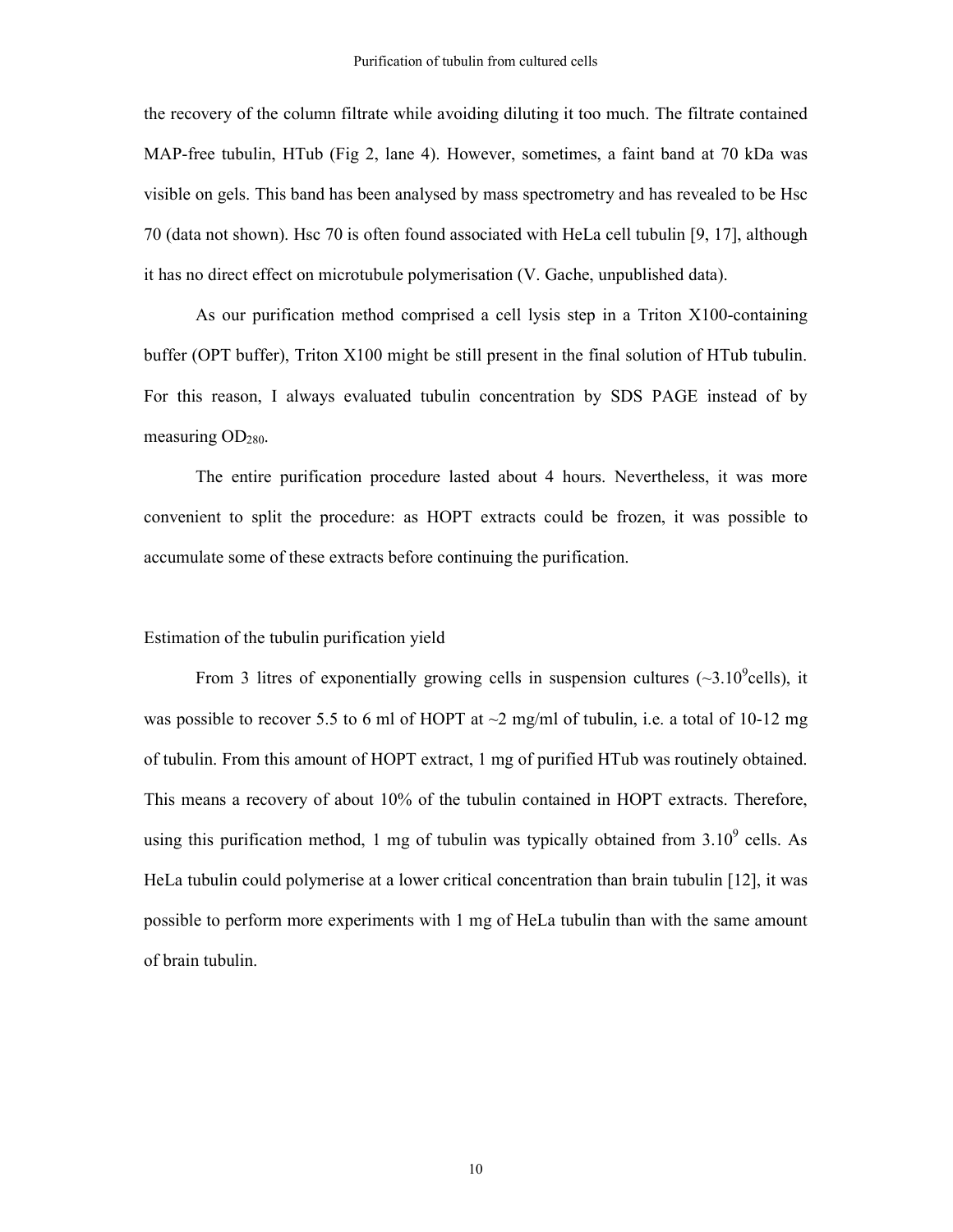the recovery of the column filtrate while avoiding diluting it too much. The filtrate contained MAP-free tubulin, HTub (Fig 2, lane 4). However, sometimes, a faint band at 70 kDa was visible on gels. This band has been analysed by mass spectrometry and has revealed to be Hsc 70 (data not shown). Hsc 70 is often found associated with HeLa cell tubulin [9, 17], although it has no direct effect on microtubule polymerisation (V. Gache, unpublished data).

As our purification method comprised a cell lysis step in a Triton X100-containing buffer (OPT buffer), Triton X100 might be still present in the final solution of HTub tubulin. For this reason, I always evaluated tubulin concentration by SDS PAGE instead of by measuring $OD_{280}$.

The entire purification procedure lasted about 4 hours. Nevertheless, it was more convenient to split the procedure: as HOPT extracts could be frozen, it was possible to accumulate some of these extracts before continuing the purification.

## Estimation of the tubulin purification yield

From 3 litres of exponentially growing cells in suspension cultures (~$3.10^9$cells), it was possible to recover 5.5 to 6 ml of HOPT at ~2 mg/ml of tubulin, i.e. a total of 10-12 mg of tubulin. From this amount of HOPT extract, 1 mg of purified HTub was routinely obtained. This means a recovery of about 10% of the tubulin contained in HOPT extracts. Therefore, using this purification method, 1 mg of tubulin was typically obtained from $3.10^9$ cells. As HeLa tubulin could polymerise at a lower critical concentration than brain tubulin [12], it was possible to perform more experiments with 1 mg of HeLa tubulin than with the same amount of brain tubulin.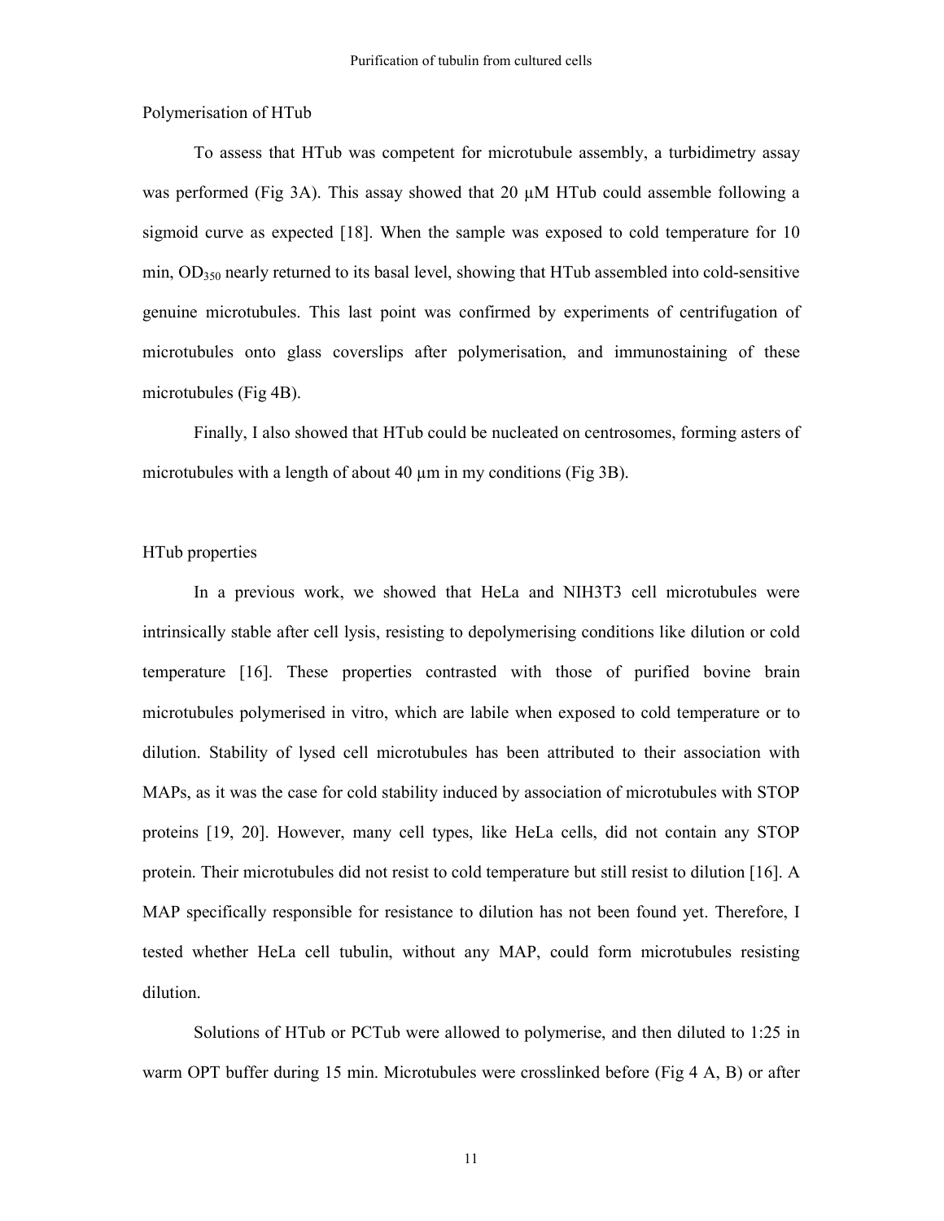## Polymerisation of HTub

To assess that HTub was competent for microtubule assembly, a turbidimetry assay was performed (Fig 3A). This assay showed that 20 µM HTub could assemble following a sigmoid curve as expected [18]. When the sample was exposed to cold temperature for 10 min, $OD_{350}$ nearly returned to its basal level, showing that HTub assembled into cold-sensitive genuine microtubules. This last point was confirmed by experiments of centrifugation of microtubules onto glass coverslips after polymerisation, and immunostaining of these microtubules (Fig 4B).

Finally, I also showed that HTub could be nucleated on centrosomes, forming asters of microtubules with a length of about 40 µm in my conditions (Fig 3B).

## HTub properties

In a previous work, we showed that HeLa and NIH3T3 cell microtubules were intrinsically stable after cell lysis, resisting to depolymerising conditions like dilution or cold temperature [16]. These properties contrasted with those of purified bovine brain microtubules polymerised in vitro, which are labile when exposed to cold temperature or to dilution. Stability of lysed cell microtubules has been attributed to their association with MAPs, as it was the case for cold stability induced by association of microtubules with STOP proteins [19, 20]. However, many cell types, like HeLa cells, did not contain any STOP protein. Their microtubules did not resist to cold temperature but still resist to dilution [16]. A MAP specifically responsible for resistance to dilution has not been found yet. Therefore, I tested whether HeLa cell tubulin, without any MAP, could form microtubules resisting dilution.

Solutions of HTub or PCTub were allowed to polymerise, and then diluted to 1:25 in warm OPT buffer during 15 min. Microtubules were crosslinked before (Fig 4 A, B) or after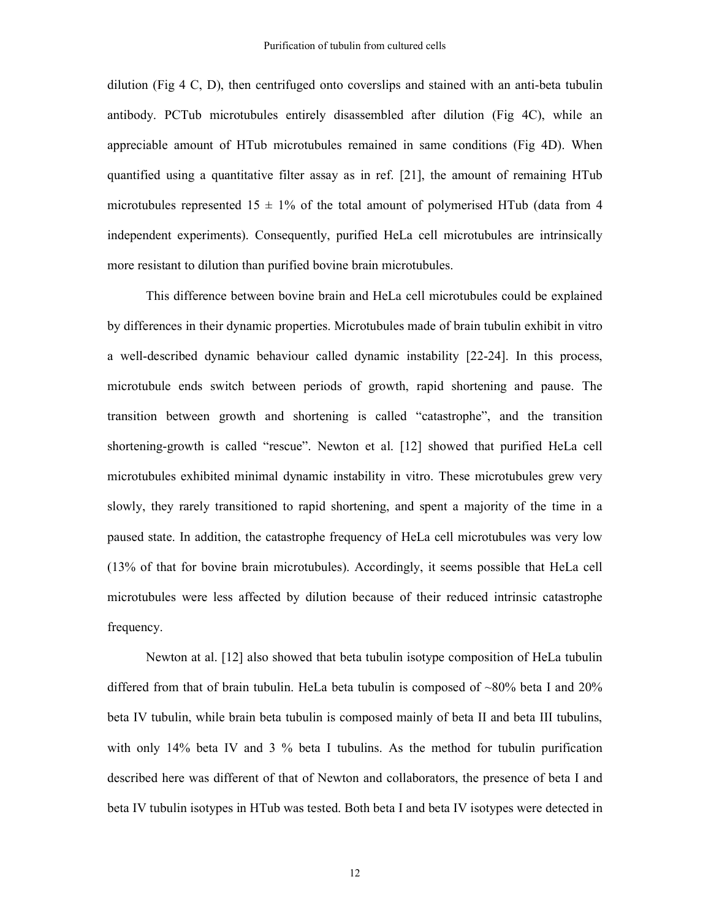dilution (Fig 4 C, D), then centrifuged onto coverslips and stained with an anti-beta tubulin antibody. PCTub microtubules entirely disassembled after dilution (Fig 4C), while an appreciable amount of HTub microtubules remained in same conditions (Fig 4D). When quantified using a quantitative filter assay as in ref. [21], the amount of remaining HTub microtubules represented $15 \pm 1\%$ of the total amount of polymerised HTub (data from 4 independent experiments). Consequently, purified HeLa cell microtubules are intrinsically more resistant to dilution than purified bovine brain microtubules.

This difference between bovine brain and HeLa cell microtubules could be explained by differences in their dynamic properties. Microtubules made of brain tubulin exhibit in vitro a well-described dynamic behaviour called dynamic instability [22-24]. In this process, microtubule ends switch between periods of growth, rapid shortening and pause. The transition between growth and shortening is called "catastrophe", and the transition shortening-growth is called "rescue". Newton et al. [12] showed that purified HeLa cell microtubules exhibited minimal dynamic instability in vitro. These microtubules grew very slowly, they rarely transitioned to rapid shortening, and spent a majority of the time in a paused state. In addition, the catastrophe frequency of HeLa cell microtubules was very low (13% of that for bovine brain microtubules). Accordingly, it seems possible that HeLa cell microtubules were less affected by dilution because of their reduced intrinsic catastrophe frequency.

Newton at al. [12] also showed that beta tubulin isotype composition of HeLa tubulin differed from that of brain tubulin. HeLa beta tubulin is composed of ~80% beta I and 20% beta IV tubulin, while brain beta tubulin is composed mainly of beta II and beta III tubulins, with only 14% beta IV and 3 % beta I tubulins. As the method for tubulin purification described here was different of that of Newton and collaborators, the presence of beta I and beta IV tubulin isotypes in HTub was tested. Both beta I and beta IV isotypes were detected in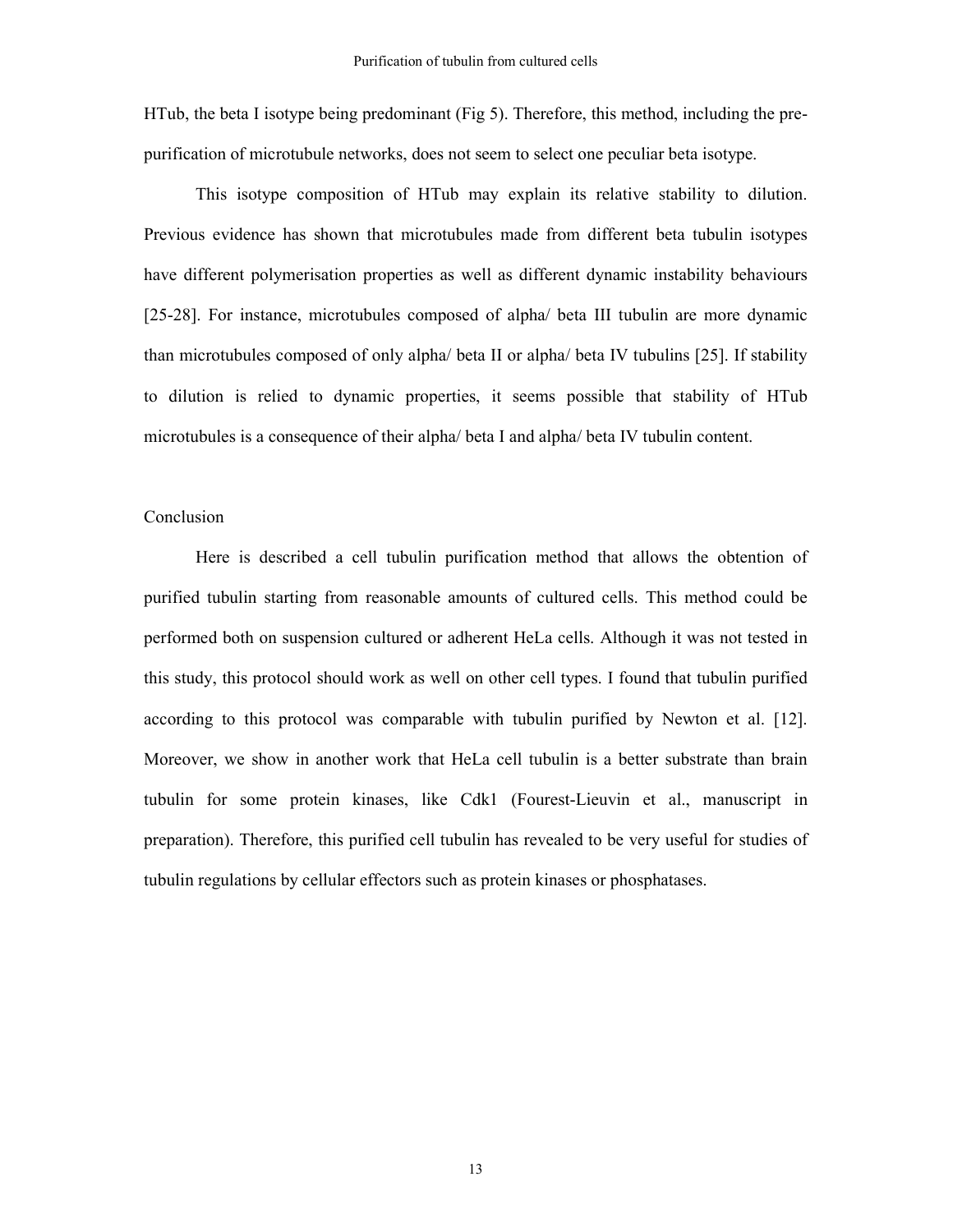HTub, the beta I isotype being predominant (Fig 5). Therefore, this method, including the pre-purification of microtubule networks, does not seem to select one peculiar beta isotype.

This isotype composition of HTub may explain its relative stability to dilution. Previous evidence has shown that microtubules made from different beta tubulin isotypes have different polymerisation properties as well as different dynamic instability behaviours [25-28]. For instance, microtubules composed of alpha/ beta III tubulin are more dynamic than microtubules composed of only alpha/ beta II or alpha/ beta IV tubulins [25]. If stability to dilution is relied to dynamic properties, it seems possible that stability of HTub microtubules is a consequence of their alpha/ beta I and alpha/ beta IV tubulin content.

## Conclusion

Here is described a cell tubulin purification method that allows the obtention of purified tubulin starting from reasonable amounts of cultured cells. This method could be performed both on suspension cultured or adherent HeLa cells. Although it was not tested in this study, this protocol should work as well on other cell types. I found that tubulin purified according to this protocol was comparable with tubulin purified by Newton et al. [12]. Moreover, we show in another work that HeLa cell tubulin is a better substrate than brain tubulin for some protein kinases, like Cdk1 (Fourest-Lieuvin et al., manuscript in preparation). Therefore, this purified cell tubulin has revealed to be very useful for studies of tubulin regulations by cellular effectors such as protein kinases or phosphatases.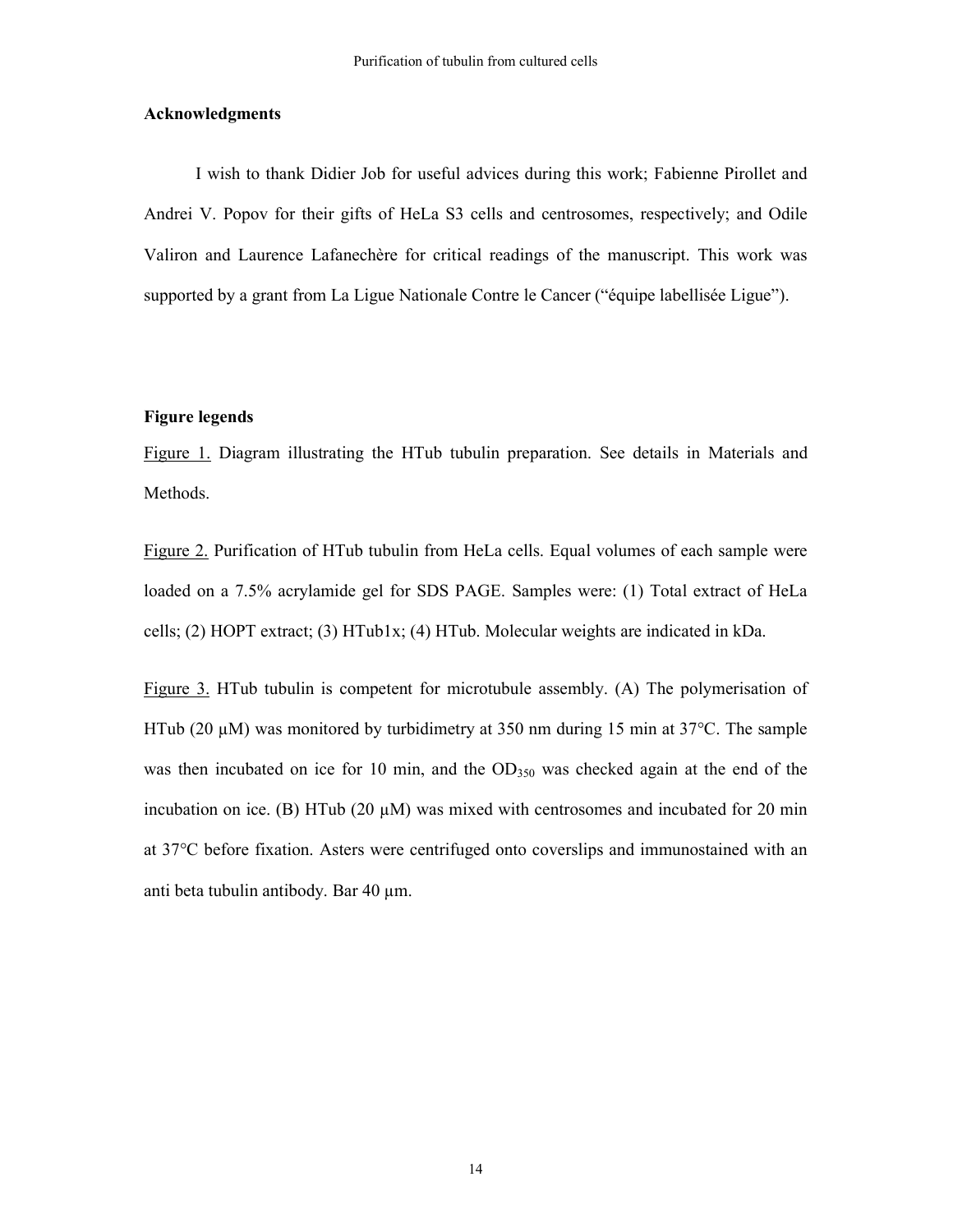## Acknowledgments

I wish to thank Didier Job for useful advices during this work; Fabienne Pirollet and Andrei V. Popov for their gifts of HeLa S3 cells and centrosomes, respectively; and Odile Valiron and Laurence Lafanechère for critical readings of the manuscript. This work was supported by a grant from La Ligue Nationale Contre le Cancer ("équipe labellisée Ligue").

## Figure legends

Figure 1. Diagram illustrating the HTub tubulin preparation. See details in Materials and Methods.

Figure 2. Purification of HTub tubulin from HeLa cells. Equal volumes of each sample were loaded on a 7.5% acrylamide gel for SDS PAGE. Samples were: (1) Total extract of HeLa cells; (2) HOPT extract; (3) HTub1x; (4) HTub. Molecular weights are indicated in kDa.

Figure 3. HTub tubulin is competent for microtubule assembly. (A) The polymerisation of HTub (20 μM) was monitored by turbidimetry at 350 nm during 15 min at 37°C. The sample was then incubated on ice for 10 min, and the $OD_{350}$ was checked again at the end of the incubation on ice. (B) HTub (20 μM) was mixed with centrosomes and incubated for 20 min at 37°C before fixation. Asters were centrifuged onto coverslips and immunostained with an anti beta tubulin antibody. Bar 40 μm.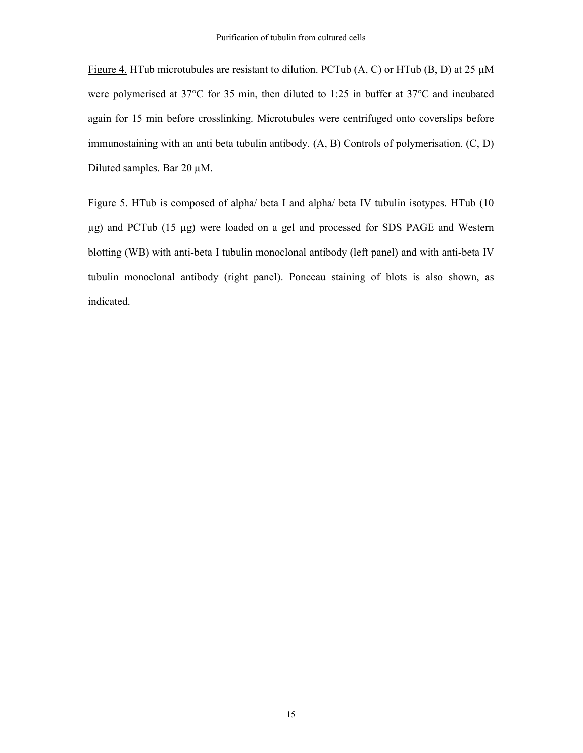<u>Figure 4.</u> HTub microtubules are resistant to dilution. PCTub (A, C) or HTub (B, D) at 25 µM were polymerised at 37°C for 35 min, then diluted to 1:25 in buffer at 37°C and incubated again for 15 min before crosslinking. Microtubules were centrifuged onto coverslips before immunostaining with an anti beta tubulin antibody. (A, B) Controls of polymerisation. (C, D) Diluted samples. Bar 20 µM.

<u>Figure 5.</u> HTub is composed of alpha/ beta I and alpha/ beta IV tubulin isotypes. HTub (10 µg) and PCTub (15 µg) were loaded on a gel and processed for SDS PAGE and Western blotting (WB) with anti-beta I tubulin monoclonal antibody (left panel) and with anti-beta IV tubulin monoclonal antibody (right panel). Ponceau staining of blots is also shown, as indicated.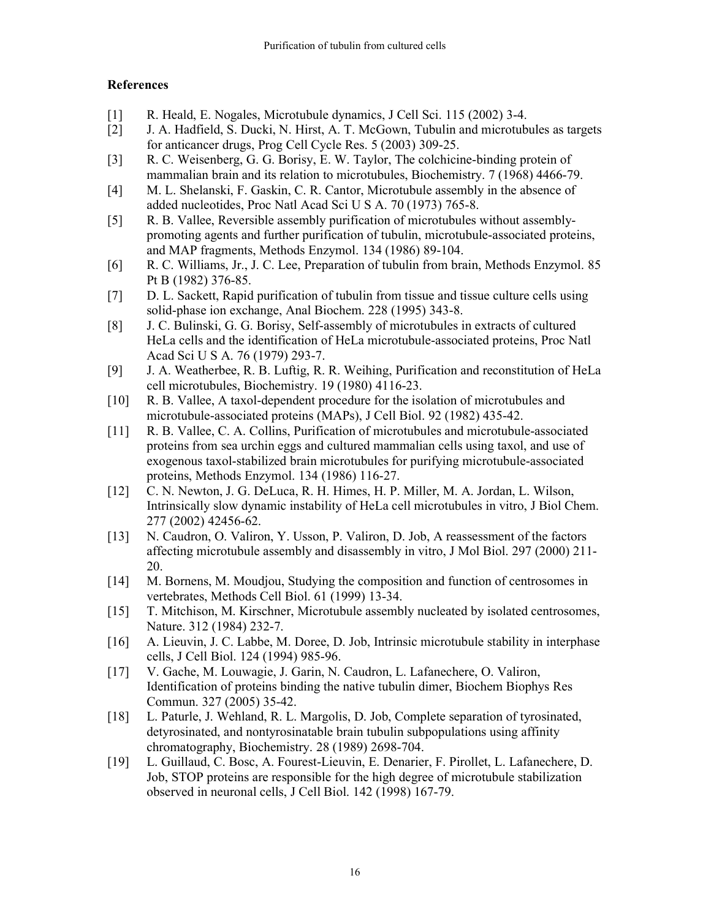## References

[1] R. Heald, E. Nogales, Microtubule dynamics, J Cell Sci. 115 (2002) 3-4.

[2] J. A. Hadfield, S. Ducki, N. Hirst, A. T. McGown, Tubulin and microtubules as targets for anticancer drugs, Prog Cell Cycle Res. 5 (2003) 309-25.

[3] R. C. Weisenberg, G. G. Borisy, E. W. Taylor, The colchicine-binding protein of mammalian brain and its relation to microtubules, Biochemistry. 7 (1968) 4466-79.

[4] M. L. Shelanski, F. Gaskin, C. R. Cantor, Microtubule assembly in the absence of added nucleotides, Proc Natl Acad Sci U S A. 70 (1973) 765-8.

[5] R. B. Vallee, Reversible assembly purification of microtubules without assembly-promoting agents and further purification of tubulin, microtubule-associated proteins, and MAP fragments, Methods Enzymol. 134 (1986) 89-104.

[6] R. C. Williams, Jr., J. C. Lee, Preparation of tubulin from brain, Methods Enzymol. 85 Pt B (1982) 376-85.

[7] D. L. Sackett, Rapid purification of tubulin from tissue and tissue culture cells using solid-phase ion exchange, Anal Biochem. 228 (1995) 343-8.

[8] J. C. Bulinski, G. G. Borisy, Self-assembly of microtubules in extracts of cultured HeLa cells and the identification of HeLa microtubule-associated proteins, Proc Natl Acad Sci U S A. 76 (1979) 293-7.

[9] J. A. Weatherbee, R. B. Luftig, R. R. Weihing, Purification and reconstitution of HeLa cell microtubules, Biochemistry. 19 (1980) 4116-23.

[10] R. B. Vallee, A taxol-dependent procedure for the isolation of microtubules and microtubule-associated proteins (MAPs), J Cell Biol. 92 (1982) 435-42.

[11] R. B. Vallee, C. A. Collins, Purification of microtubules and microtubule-associated proteins from sea urchin eggs and cultured mammalian cells using taxol, and use of exogenous taxol-stabilized brain microtubules for purifying microtubule-associated proteins, Methods Enzymol. 134 (1986) 116-27.

[12] C. N. Newton, J. G. DeLuca, R. H. Himes, H. P. Miller, M. A. Jordan, L. Wilson, Intrinsically slow dynamic instability of HeLa cell microtubules in vitro, J Biol Chem. 277 (2002) 42456-62.

[13] N. Caudron, O. Valiron, Y. Usson, P. Valiron, D. Job, A reassessment of the factors affecting microtubule assembly and disassembly in vitro, J Mol Biol. 297 (2000) 211-20.

[14] M. Bornens, M. Moudjou, Studying the composition and function of centrosomes in vertebrates, Methods Cell Biol. 61 (1999) 13-34.

[15] T. Mitchison, M. Kirschner, Microtubule assembly nucleated by isolated centrosomes, Nature. 312 (1984) 232-7.

[16] A. Lieuvin, J. C. Labbe, M. Doree, D. Job, Intrinsic microtubule stability in interphase cells, J Cell Biol. 124 (1994) 985-96.

[17] V. Gache, M. Louwagie, J. Garin, N. Caudron, L. Lafanechere, O. Valiron, Identification of proteins binding the native tubulin dimer, Biochem Biophys Res Commun. 327 (2005) 35-42.

[18] L. Paturle, J. Wehland, R. L. Margolis, D. Job, Complete separation of tyrosinated, detyrosinated, and nontyrosinatable brain tubulin subpopulations using affinity chromatography, Biochemistry. 28 (1989) 2698-704.

[19] L. Guillaud, C. Bosc, A. Fourest-Lieuvin, E. Denarier, F. Pirollet, L. Lafanechere, D. Job, STOP proteins are responsible for the high degree of microtubule stabilization observed in neuronal cells, J Cell Biol. 142 (1998) 167-79.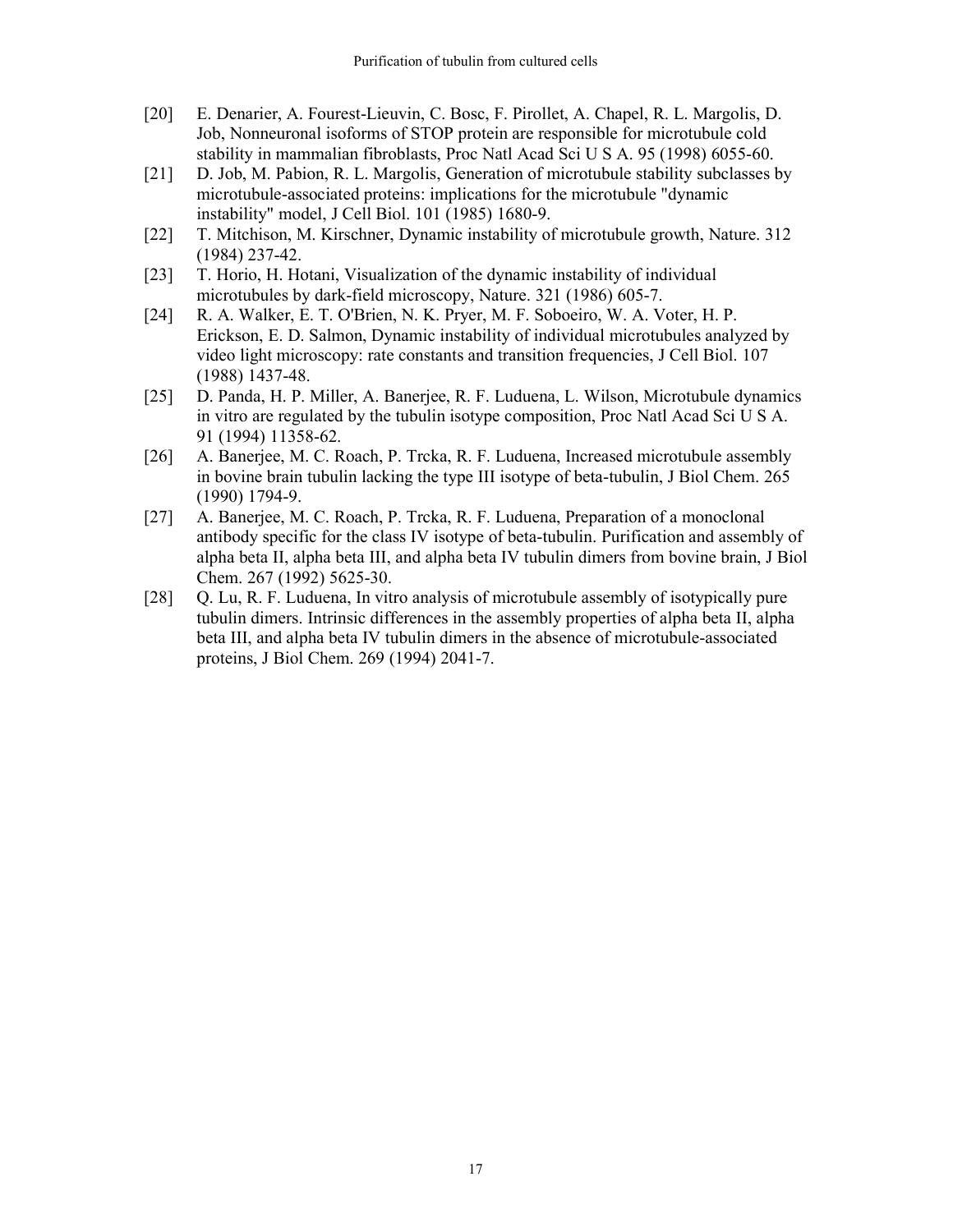[20] E. Denarier, A. Fourest-Lieuvin, C. Bosc, F. Pirollet, A. Chapel, R. L. Margolis, D. Job, Nonneuronal isoforms of STOP protein are responsible for microtubule cold stability in mammalian fibroblasts, Proc Natl Acad Sci U S A. 95 (1998) 6055-60.

[21] D. Job, M. Pabion, R. L. Margolis, Generation of microtubule stability subclasses by microtubule-associated proteins: implications for the microtubule "dynamic instability" model, J Cell Biol. 101 (1985) 1680-9.

[22] T. Mitchison, M. Kirschner, Dynamic instability of microtubule growth, Nature. 312 (1984) 237-42.

[23] T. Horio, H. Hotani, Visualization of the dynamic instability of individual microtubules by dark-field microscopy, Nature. 321 (1986) 605-7.

[24] R. A. Walker, E. T. O'Brien, N. K. Pryer, M. F. Soboeiro, W. A. Voter, H. P. Erickson, E. D. Salmon, Dynamic instability of individual microtubules analyzed by video light microscopy: rate constants and transition frequencies, J Cell Biol. 107 (1988) 1437-48.

[25] D. Panda, H. P. Miller, A. Banerjee, R. F. Luduena, L. Wilson, Microtubule dynamics in vitro are regulated by the tubulin isotype composition, Proc Natl Acad Sci U S A. 91 (1994) 11358-62.

[26] A. Banerjee, M. C. Roach, P. Trcka, R. F. Luduena, Increased microtubule assembly in bovine brain tubulin lacking the type III isotype of beta-tubulin, J Biol Chem. 265 (1990) 1794-9.

[27] A. Banerjee, M. C. Roach, P. Trcka, R. F. Luduena, Preparation of a monoclonal antibody specific for the class IV isotype of beta-tubulin. Purification and assembly of alpha beta II, alpha beta III, and alpha beta IV tubulin dimers from bovine brain, J Biol Chem. 267 (1992) 5625-30.

[28] Q. Lu, R. F. Luduena, In vitro analysis of microtubule assembly of isotypically pure tubulin dimers. Intrinsic differences in the assembly properties of alpha beta II, alpha beta III, and alpha beta IV tubulin dimers in the absence of microtubule-associated proteins, J Biol Chem. 269 (1994) 2041-7.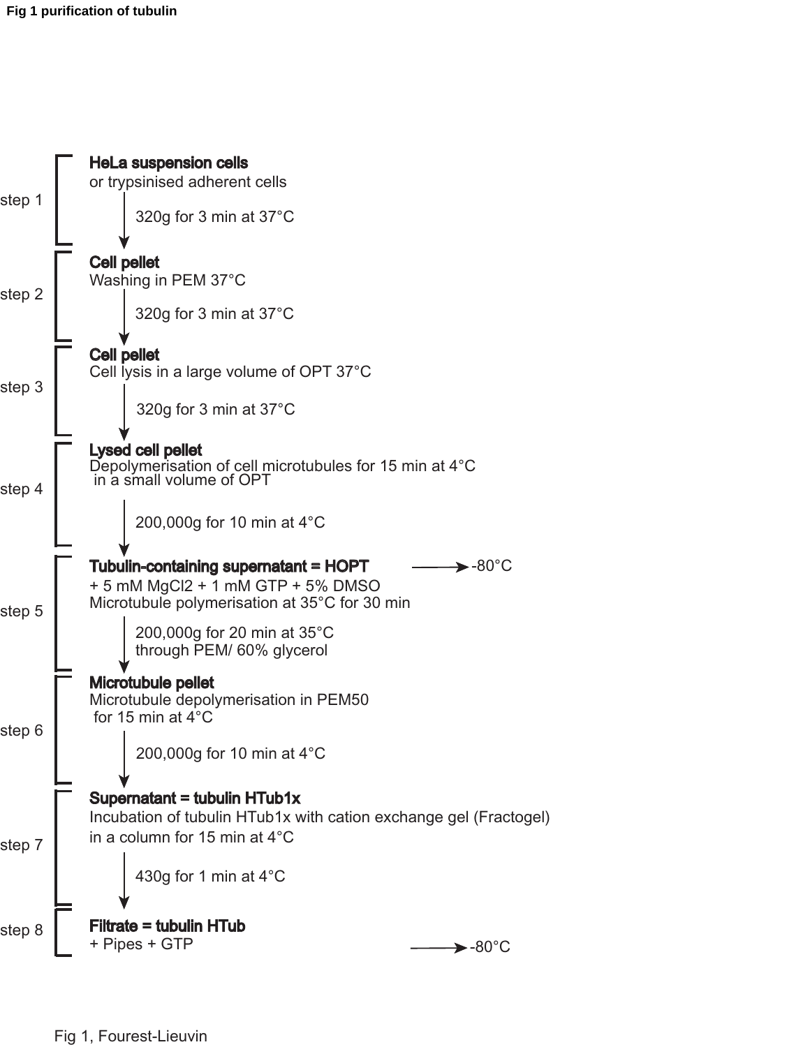**Fig 1 purification of tubulin**

**step 1**

**HeLa suspension cells**
or trypsinised adherent cells

↓ 320g for 3 min at 37°C

**step 2**

**Cell pellet**
Washing in PEM 37°C

↓ 320g for 3 min at 37°C

**step 3**

**Cell pellet**
Cell lysis in a large volume of OPT 37°C

↓ 320g for 3 min at 37°C

**step 4**

**Lysed cell pellet**
Depolymerisation of cell microtubules for 15 min at 4°C
in a small volume of OPT

↓ 200,000g for 10 min at 4°C

**step 5**

**Tubulin-containing supernatant = HOPT** → -80°C
+ 5 mM $MgCl_2$ + 1 mM GTP + 5% DMSO
Microtubule polymerisation at 35°C for 30 min

↓ 200,000g for 20 min at 35°C through PEM/ 60% glycerol

**step 6**

**Microtubule pellet**
Microtubule depolymerisation in PEM50
for 15 min at 4°C

↓ 200,000g for 10 min at 4°C

**step 7**

**Supernatant = tubulin HTub1x**
Incubation of tubulin HTub1x with cation exchange gel (Fractogel)
in a column for 15 min at 4°C

↓ 430g for 1 min at 4°C

**step 8**

**Filtrate = tubulin HTub**
+ Pipes + GTP → -80°C

Fig 1, Fourest-Lieuvin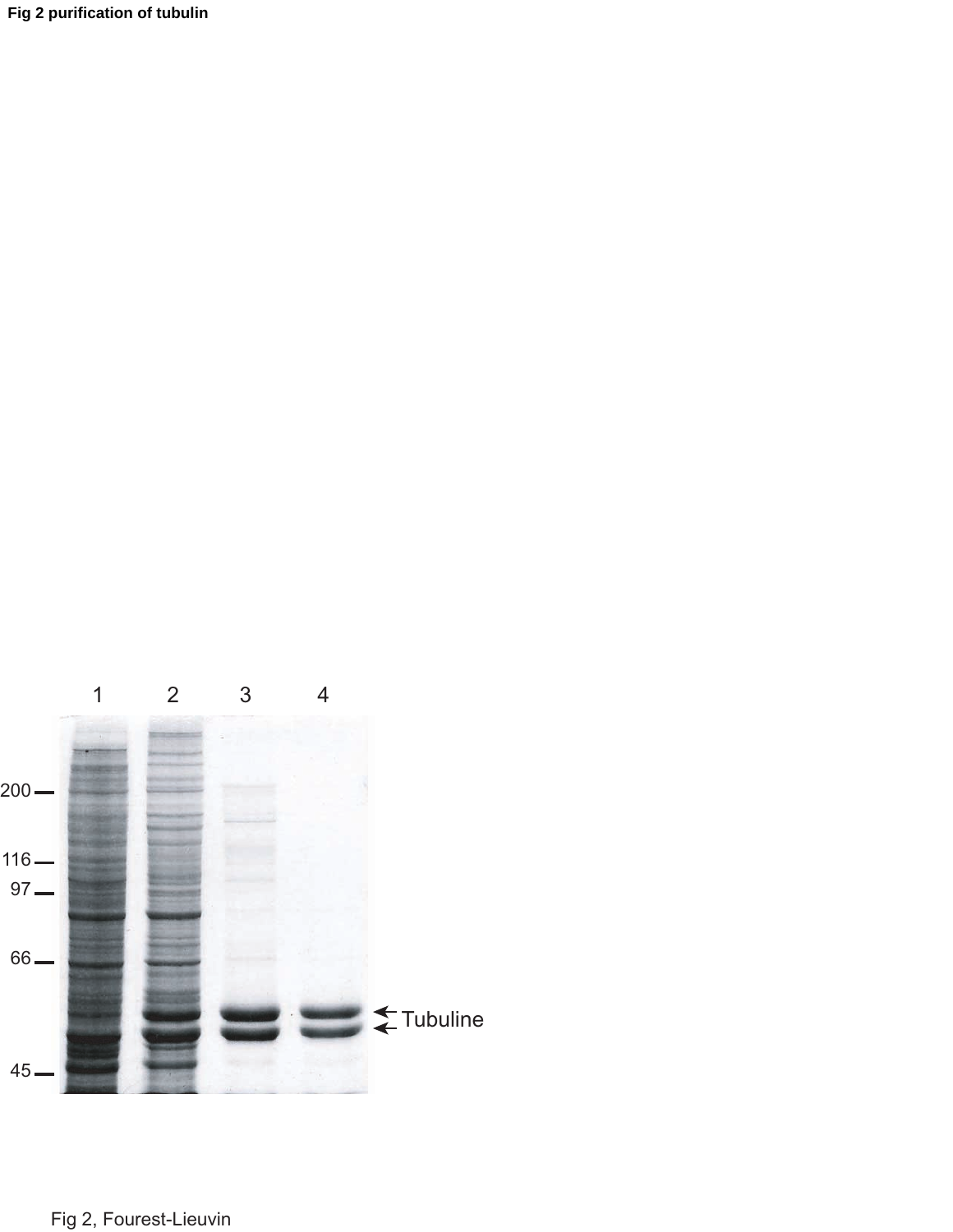**Fig 2 purification of tubulin**

Fig 2, Fourest-Lieuvin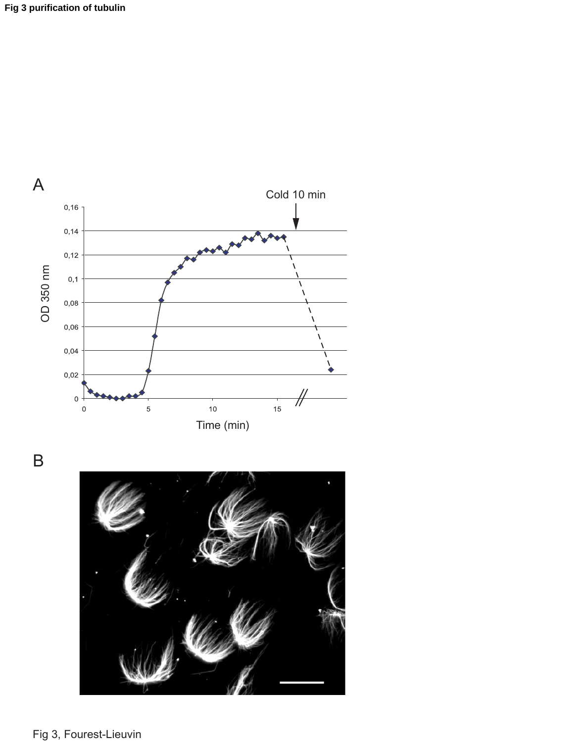**Fig 3 purification of tubulin**

A

Cold 10 min

OD 350 nm

Time (min)

B

Fig 3, Fourest-Lieuvin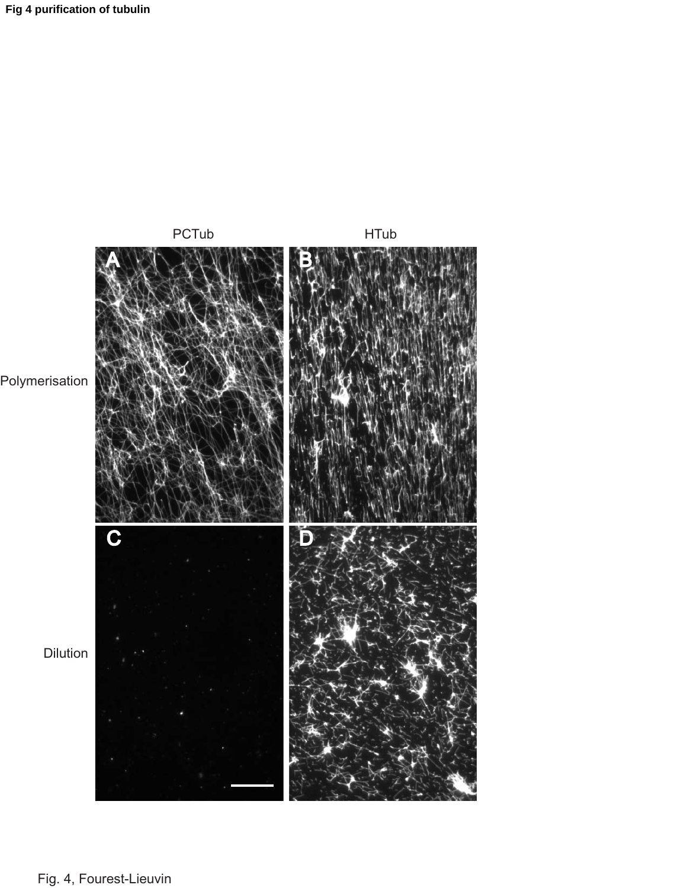**Fig 4 purification of tubulin**

PCTub HTub

Polymerisation

Dilution

Fig. 4, Fourest-Lieuvin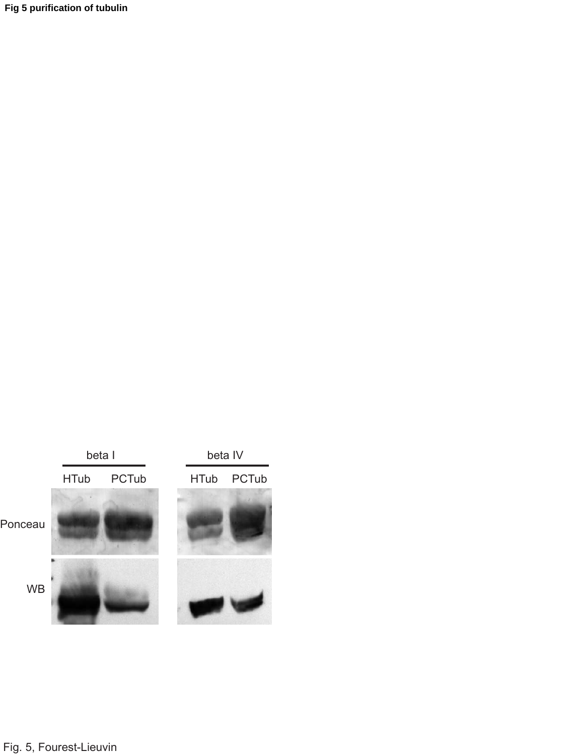**Fig 5 purification of tubulin**

beta I

beta IV

HTub PCTub

HTub PCTub

Ponceau

WB

Fig. 5, Fourest-Lieuvin